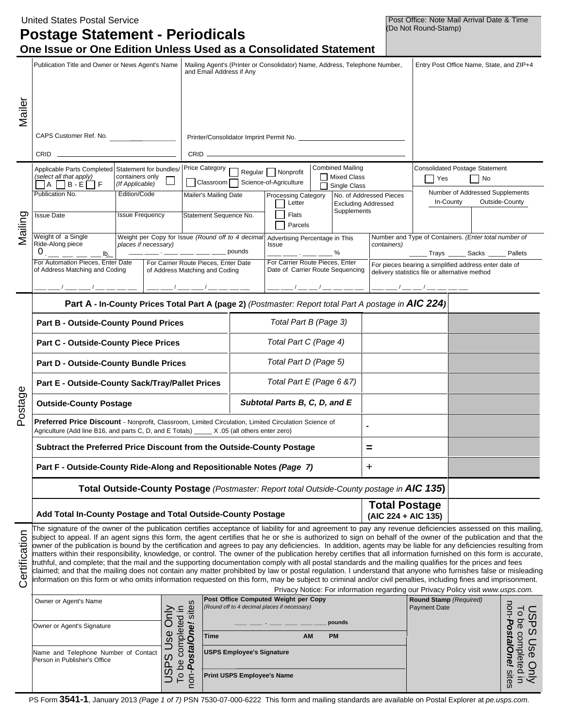United States Postal Service

# Postage Statement - Periodicals

## One Issue or One Edition Unless Used as a Consolidated Statement

Post Office: Note Mail Arrival Date & Time (Do Not Round-Stamp)

### Mailer

| Publication Title and Owner or News Agent's Name | Mailing Agent's (Printer or Consolidator) Name, Address, Telephone Number, and Email Address if Any | Entry Post Office Name, State, and ZIP+4 |
|---|---|---|
| CAPS Customer Ref. No. | Printer/Consolidator Imprint Permit No. | |
| CRID | CRID | |

### Mailing

| | | | | | | |
|---|---|---|---|---|---|---|
| Applicable Parts Completed *(select all that apply)* ☐ A ☐ B - E ☐ F | Statement for bundles/containers only *(If Applicable)* ☐ | Price Category ☐ Regular ☐ Nonprofit ☐ Classroom ☐ Science-of-Agriculture | | Combined Mailing ☐ Mixed Class ☐ Single Class | Consolidated Postage Statement ☐ Yes ☐ No | |
| Publication No. | Edition/Code | Mailer's Mailing Date | Processing Category ☐ Letter ☐ Flats ☐ Parcels | No. of Addressed Pieces Excluding Addressed Supplements | Number of Addressed Supplements: In-County | Outside-County |
| Issue Date | Issue Frequency | Statement Sequence No. | | | | |
| Weight of a Single Ride-Along piece 0 . ___ ___ ___ ___ lb. | Weight per Copy for Issue *(Round off to 4 decimal places if necessary)* ___ ___ . ___ ___ ___ ___ pounds | | Advertising Percentage in This Issue ___ ___ . ___ ___ % | Number and Type of Containers. *(Enter total number of containers)* _____ Trays _____ Sacks _____ Pallets | | |
| For Automation Pieces, Enter Date of Address Matching and Coding ___/___/___ | For Carrier Route Pieces, Enter Date of Address Matching and Coding ___/___/___ | | For Carrier Route Pieces, Enter Date of Carrier Route Sequencing ___/___/___ | For pieces bearing a simplified address enter date of delivery statistics file or alternative method ___/___/___ | | |

### Postage

| | | | |
|---|---|---|---|
| **Part A - In-County Prices Total Part A (page 2)** *(Postmaster: Report total Part A postage in **AIC 224**)* | | | |
| **Part B - Outside-County Pound Prices** | *Total Part B (Page 3)* | | |
| **Part C - Outside-County Piece Prices** | *Total Part C (Page 4)* | | |
| **Part D - Outside-County Bundle Prices** | *Total Part D (Page 5)* | | |
| **Part E - Outside-County Sack/Tray/Pallet Prices** | *Total Part E (Page 6 &7)* | | |
| **Outside-County Postage** | ***Subtotal Parts B, C, D, and E*** | | |
| **Preferred Price Discount** - Nonprofit, Classroom, Limited Circulation, Limited Circulation Science of Agriculture (Add line B16, and parts C, D, and E Totals) _____ X .05 (all others enter zero) | | - | |
| **Subtract the Preferred Price Discount from the Outside-County Postage** | | = | |
| **Part F - Outside-County Ride-Along and Repositionable Notes *(Page 7)*** | | + | |
| **Total Outside-County Postage** *(Postmaster: Report total Outside-County postage in **AIC 135**)* | | | |
| **Add Total In-County Postage and Total Outside-County Postage** | | **Total Postage (AIC 224 + AIC 135)** | |

### Certification

The signature of the owner of the publication certifies acceptance of liability for and agreement to pay any revenue deficiencies assessed on this mailing, subject to appeal. If an agent signs this form, the agent certifies that he or she is authorized to sign on behalf of the owner of the publication and that the owner of the publication is bound by the certification and agrees to pay any deficiencies. In addition, agents may be liable for any deficiencies resulting from matters within their responsibility, knowledge, or control. The owner of the publication hereby certifies that all information furnished on this form is accurate, truthful, and complete; that the mail and the supporting documentation comply with all postal standards and the mailing qualifies for the prices and fees claimed; and that the mailing does not contain any matter prohibited by law or postal regulation. I understand that anyone who furnishes false or misleading information on this form or who omits information requested on this form, may be subject to criminal and/or civil penalties, including fines and imprisonment.

Privacy Notice: For information regarding our Privacy Policy visit www.usps.com.

| | USPS Use Only To be completed in non-*PostalOne!* sites | | |
|---|---|---|---|
| Owner or Agent's Name | | **Post Office Computed Weight per Copy** *(Round off to 4 decimal places if necessary)* ___ ___ . ___ ___ ___ ___ pounds | **Round Stamp** *(Required)* Payment Date |
| Owner or Agent's Signature | | **Time** AM PM | |
| Name and Telephone Number of Contact Person in Publisher's Office | | **USPS Employee's Signature** | |
| | | **Print USPS Employee's Name** | |

PS Form **3541-1**, January 2013 *(Page 1 of 7)* PSN 7530-07-000-6222 This form and mailing standards are available on Postal Explorer at *pe.usps.com.*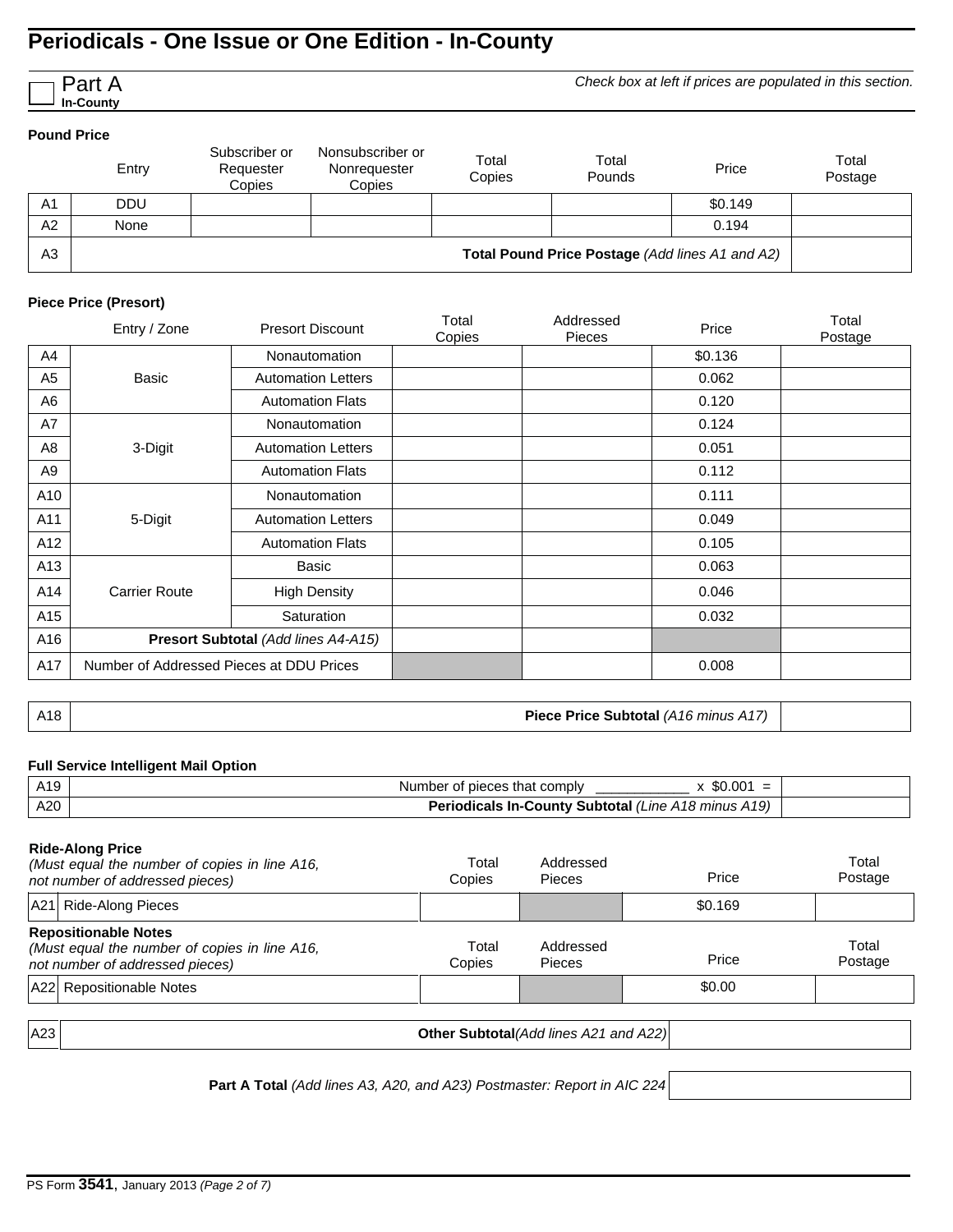# Periodicals - One Issue or One Edition - In-County

☐ **Part A**
**In-County**

*Check box at left if prices are populated in this section.*

**Pound Price**

| | Entry | Subscriber or Requester Copies | Nonsubscriber or Nonrequester Copies | Total Copies | Total Pounds | Price | Total Postage |
|---|---|---|---|---|---|---|---|
| A1 | DDU | | | | | $0.149 | |
| A2 | None | | | | | 0.194 | |
| A3 | **Total Pound Price Postage** *(Add lines A1 and A2)* | | | | | | |

**Piece Price (Presort)**

| | Entry / Zone | Presort Discount | Total Copies | Addressed Pieces | Price | Total Postage |
|---|---|---|---|---|---|---|
| A4 | Basic | Nonautomation | | | $0.136 | |
| A5 | | Automation Letters | | | 0.062 | |
| A6 | | Automation Flats | | | 0.120 | |
| A7 | 3-Digit | Nonautomation | | | 0.124 | |
| A8 | | Automation Letters | | | 0.051 | |
| A9 | | Automation Flats | | | 0.112 | |
| A10 | 5-Digit | Nonautomation | | | 0.111 | |
| A11 | | Automation Letters | | | 0.049 | |
| A12 | | Automation Flats | | | 0.105 | |
| A13 | Carrier Route | Basic | | | 0.063 | |
| A14 | | High Density | | | 0.046 | |
| A15 | | Saturation | | | 0.032 | |
| A16 | **Presort Subtotal** *(Add lines A4-A15)* | | | | | |
| A17 | Number of Addressed Pieces at DDU Prices | | | | 0.008 | |

| | | |
|---|---|---|
| A18 | **Piece Price Subtotal** *(A16 minus A17)* | |

**Full Service Intelligent Mail Option**

| | | |
|---|---|---|
| A19 | Number of pieces that comply ___________ x $0.001 = | |
| A20 | **Periodicals In-County Subtotal** *(Line A18 minus A19)* | |

**Ride-Along Price**
*(Must equal the number of copies in line A16, not number of addressed pieces)*

| | | Total Copies | Addressed Pieces | Price | Total Postage |
|---|---|---|---|---|---|
| A21 | Ride-Along Pieces | | | $0.169 | |

**Repositionable Notes**
*(Must equal the number of copies in line A16, not number of addressed pieces)*

| | | Total Copies | Addressed Pieces | Price | Total Postage |
|---|---|---|---|---|---|
| A22 | Repositionable Notes | | | $0.00 | |

| | | |
|---|---|---|
| A23 | **Other Subtotal** *(Add lines A21 and A22)* | |

**Part A Total** *(Add lines A3, A20, and A23) Postmaster: Report in AIC 224* ________

PS Form **3541**, January 2013 *(Page 2 of 7)*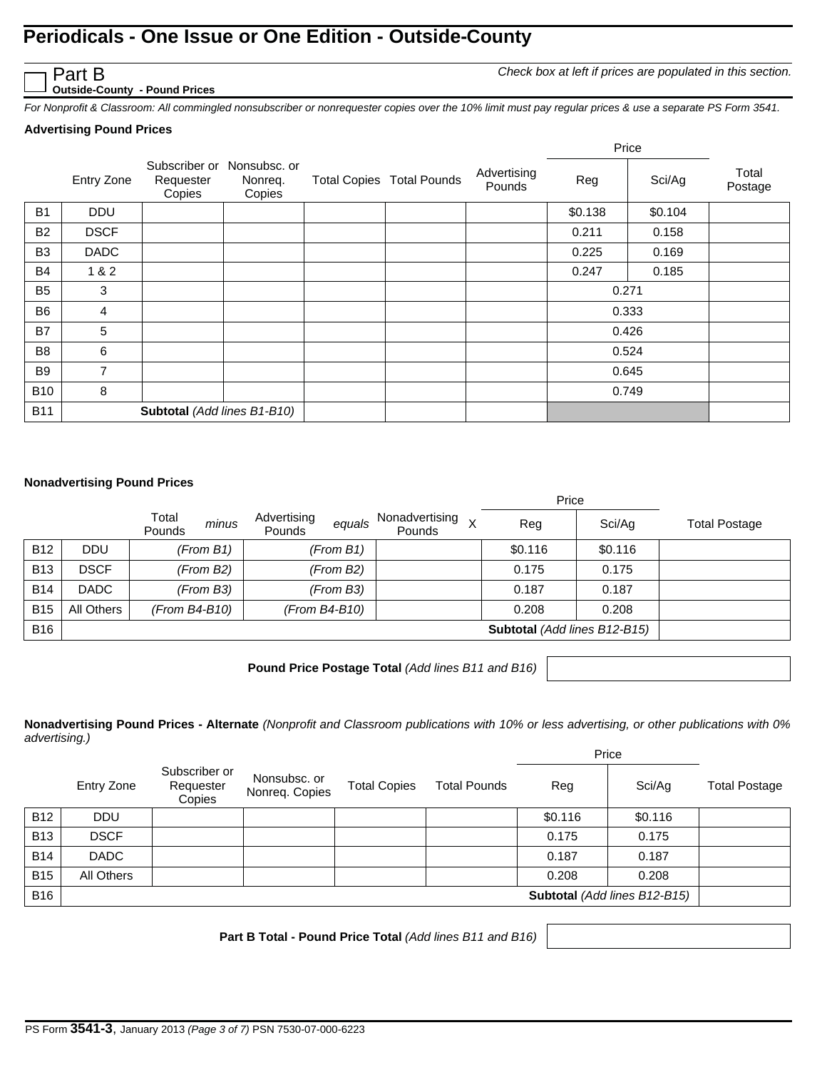# Periodicals - One Issue or One Edition - Outside-County

☐ **Part B**
**Outside-County - Pound Prices**

*Check box at left if prices are populated in this section.*

*For Nonprofit & Classroom: All commingled nonsubscriber or nonrequester copies over the 10% limit must pay regular prices & use a separate PS Form 3541.*

**Advertising Pound Prices**

| | Entry Zone | Subscriber or Requester Copies | Nonsubsc. or Nonreq. Copies | Total Copies | Total Pounds | Advertising Pounds | Price Reg | Price Sci/Ag | Total Postage |
|---|---|---|---|---|---|---|---|---|---|
| B1 | DDU | | | | | | $0.138 | $0.104 | |
| B2 | DSCF | | | | | | 0.211 | 0.158 | |
| B3 | DADC | | | | | | 0.225 | 0.169 | |
| B4 | 1 & 2 | | | | | | 0.247 | 0.185 | |
| B5 | 3 | | | | | | 0.271 | | |
| B6 | 4 | | | | | | 0.333 | | |
| B7 | 5 | | | | | | 0.426 | | |
| B8 | 6 | | | | | | 0.524 | | |
| B9 | 7 | | | | | | 0.645 | | |
| B10 | 8 | | | | | | 0.749 | | |
| B11 | **Subtotal** *(Add lines B1-B10)* | | | | | | | | |

**Nonadvertising Pound Prices**

| | | Total Pounds *minus* | Advertising Pounds *equals* | Nonadvertising Pounds X | Price Reg | Price Sci/Ag | Total Postage |
|---|---|---|---|---|---|---|---|
| B12 | DDU | *(From B1)* | *(From B1)* | | $0.116 | $0.116 | |
| B13 | DSCF | *(From B2)* | *(From B2)* | | 0.175 | 0.175 | |
| B14 | DADC | *(From B3)* | *(From B3)* | | 0.187 | 0.187 | |
| B15 | All Others | *(From B4-B10)* | *(From B4-B10)* | | 0.208 | 0.208 | |
| B16 | **Subtotal** *(Add lines B12-B15)* | | | | | | |

**Pound Price Postage Total** *(Add lines B11 and B16)* ____________

**Nonadvertising Pound Prices - Alternate** *(Nonprofit and Classroom publications with 10% or less advertising, or other publications with 0% advertising.)*

| | Entry Zone | Subscriber or Requester Copies | Nonsubsc. or Nonreq. Copies | Total Copies | Total Pounds | Price Reg | Price Sci/Ag | Total Postage |
|---|---|---|---|---|---|---|---|---|
| B12 | DDU | | | | | $0.116 | $0.116 | |
| B13 | DSCF | | | | | 0.175 | 0.175 | |
| B14 | DADC | | | | | 0.187 | 0.187 | |
| B15 | All Others | | | | | 0.208 | 0.208 | |
| B16 | **Subtotal** *(Add lines B12-B15)* | | | | | | | |

**Part B Total - Pound Price Total** *(Add lines B11 and B16)* ____________

PS Form **3541-3**, January 2013 *(Page 3 of 7)* PSN 7530-07-000-6223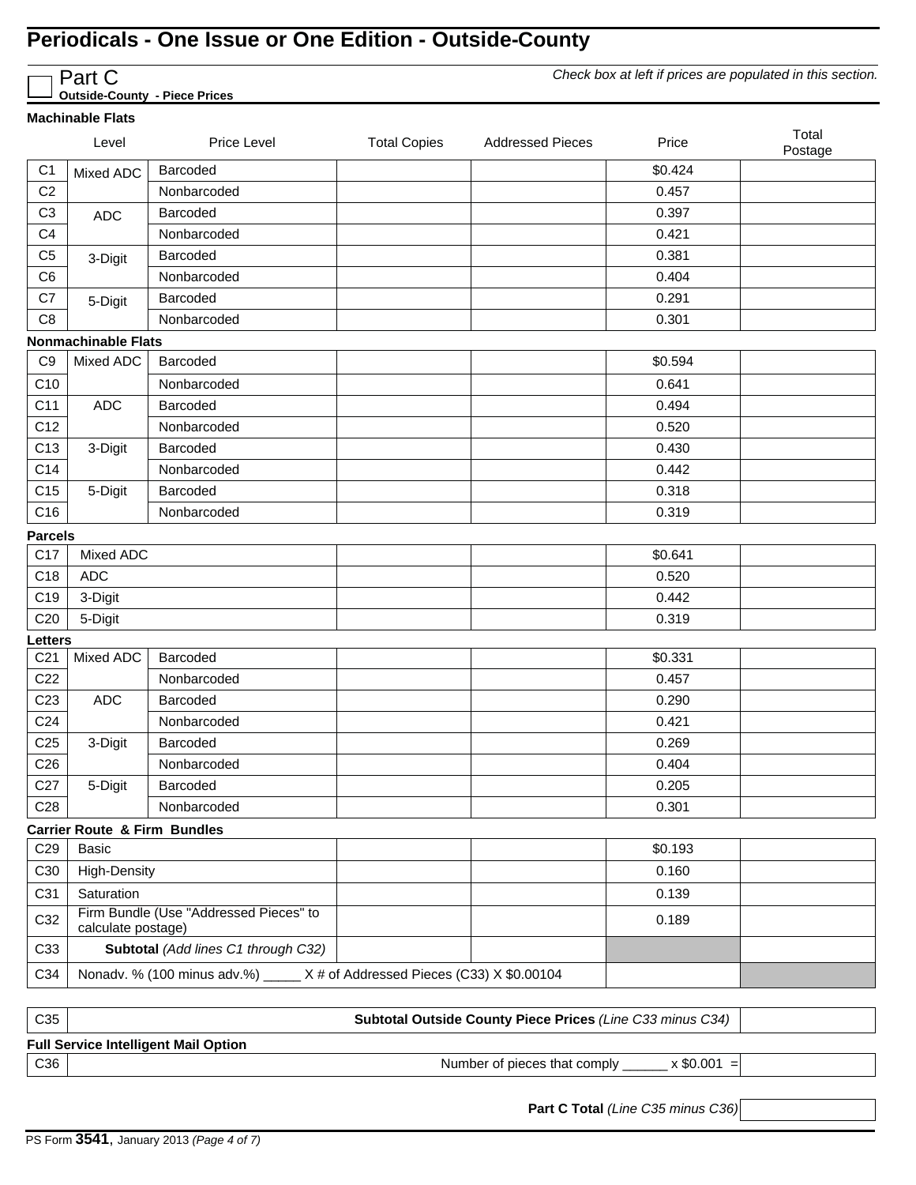# Periodicals - One Issue or One Edition - Outside-County

☐ **Part C**
**Outside-County - Piece Prices**

*Check box at left if prices are populated in this section.*

**Machinable Flats**

| | Level | Price Level | Total Copies | Addressed Pieces | Price | Total Postage |
|---|---|---|---|---|---|---|
| C1 | Mixed ADC | Barcoded | | | $0.424 | |
| C2 | | Nonbarcoded | | | 0.457 | |
| C3 | ADC | Barcoded | | | 0.397 | |
| C4 | | Nonbarcoded | | | 0.421 | |
| C5 | 3-Digit | Barcoded | | | 0.381 | |
| C6 | | Nonbarcoded | | | 0.404 | |
| C7 | 5-Digit | Barcoded | | | 0.291 | |
| C8 | | Nonbarcoded | | | 0.301 | |
| **Nonmachinable Flats** | | | | | | |
| C9 | Mixed ADC | Barcoded | | | $0.594 | |
| C10 | | Nonbarcoded | | | 0.641 | |
| C11 | ADC | Barcoded | | | 0.494 | |
| C12 | | Nonbarcoded | | | 0.520 | |
| C13 | 3-Digit | Barcoded | | | 0.430 | |
| C14 | | Nonbarcoded | | | 0.442 | |
| C15 | 5-Digit | Barcoded | | | 0.318 | |
| C16 | | Nonbarcoded | | | 0.319 | |
| **Parcels** | | | | | | |
| C17 | Mixed ADC | | | | $0.641 | |
| C18 | ADC | | | | 0.520 | |
| C19 | 3-Digit | | | | 0.442 | |
| C20 | 5-Digit | | | | 0.319 | |
| **Letters** | | | | | | |
| C21 | Mixed ADC | Barcoded | | | $0.331 | |
| C22 | | Nonbarcoded | | | 0.457 | |
| C23 | ADC | Barcoded | | | 0.290 | |
| C24 | | Nonbarcoded | | | 0.421 | |
| C25 | 3-Digit | Barcoded | | | 0.269 | |
| C26 | | Nonbarcoded | | | 0.404 | |
| C27 | 5-Digit | Barcoded | | | 0.205 | |
| C28 | | Nonbarcoded | | | 0.301 | |
| **Carrier Route & Firm Bundles** | | | | | | |
| C29 | Basic | | | | $0.193 | |
| C30 | High-Density | | | | 0.160 | |
| C31 | Saturation | | | | 0.139 | |
| C32 | Firm Bundle (Use "Addressed Pieces" to calculate postage) | | | | 0.189 | |
| C33 | **Subtotal** *(Add lines C1 through C32)* | | | | | |
| C34 | Nonadv. % (100 minus adv.%) _____ X # of Addressed Pieces (C33) X $0.00104 | | | | | |

| | | |
|---|---|---|
| C35 | **Subtotal Outside County Piece Prices** *(Line C33 minus C34)* | |

**Full Service Intelligent Mail Option**

| | | |
|---|---|---|
| C36 | Number of pieces that comply ______ x $0.001 = | |

**Part C Total** *(Line C35 minus C36)* ______

PS Form **3541**, January 2013 *(Page 4 of 7)*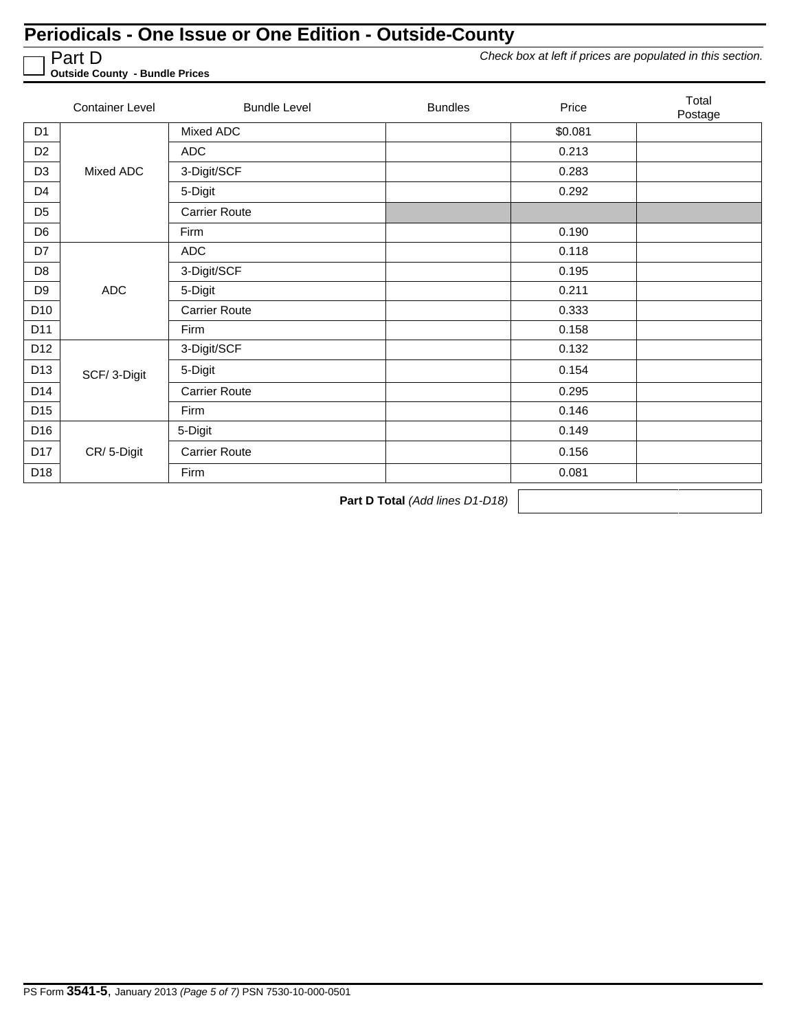# Periodicals - One Issue or One Edition - Outside-County

☐ Part D
**Outside County - Bundle Prices**

*Check box at left if prices are populated in this section.*

| | Container Level | Bundle Level | Bundles | Price | Total Postage |
|---|---|---|---|---|---|
| D1 | Mixed ADC | Mixed ADC | | $0.081 | |
| D2 | | ADC | | 0.213 | |
| D3 | | 3-Digit/SCF | | 0.283 | |
| D4 | | 5-Digit | | 0.292 | |
| D5 | | Carrier Route | | | |
| D6 | | Firm | | 0.190 | |
| D7 | ADC | ADC | | 0.118 | |
| D8 | | 3-Digit/SCF | | 0.195 | |
| D9 | | 5-Digit | | 0.211 | |
| D10 | | Carrier Route | | 0.333 | |
| D11 | | Firm | | 0.158 | |
| D12 | SCF/ 3-Digit | 3-Digit/SCF | | 0.132 | |
| D13 | | 5-Digit | | 0.154 | |
| D14 | | Carrier Route | | 0.295 | |
| D15 | | Firm | | 0.146 | |
| D16 | CR/ 5-Digit | 5-Digit | | 0.149 | |
| D17 | | Carrier Route | | 0.156 | |
| D18 | | Firm | | 0.081 | |

**Part D Total** *(Add lines D1-D18)*

PS Form **3541-5**, January 2013 *(Page 5 of 7)* PSN 7530-10-000-0501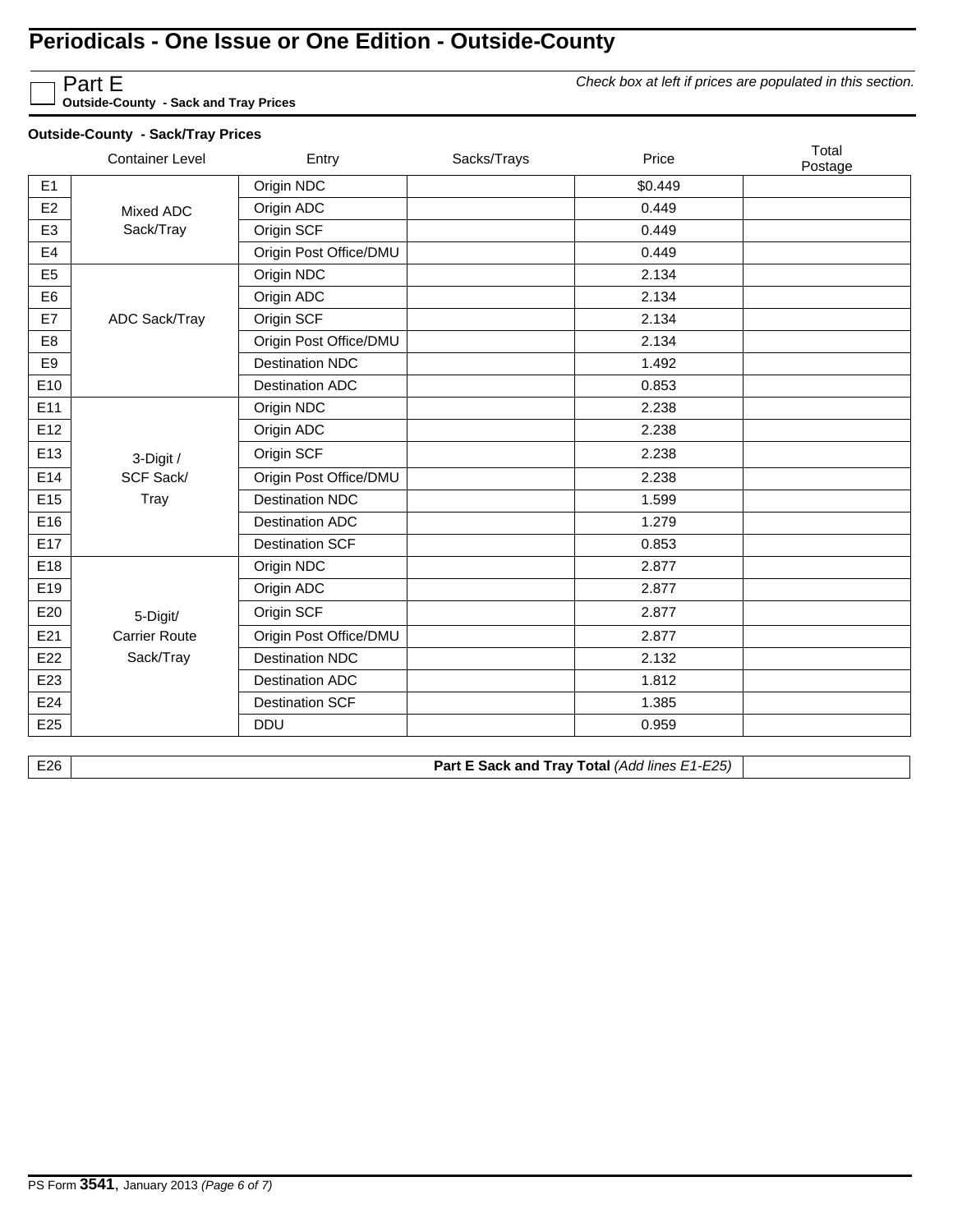# Periodicals - One Issue or One Edition - Outside-County

☐ Part E
**Outside-County - Sack and Tray Prices**

*Check box at left if prices are populated in this section.*

**Outside-County - Sack/Tray Prices**

| | Container Level | Entry | Sacks/Trays | Price | Total Postage |
|---|---|---|---|---|---|
| E1 | Mixed ADC Sack/Tray | Origin NDC | | $0.449 | |
| E2 | | Origin ADC | | 0.449 | |
| E3 | | Origin SCF | | 0.449 | |
| E4 | | Origin Post Office/DMU | | 0.449 | |
| E5 | ADC Sack/Tray | Origin NDC | | 2.134 | |
| E6 | | Origin ADC | | 2.134 | |
| E7 | | Origin SCF | | 2.134 | |
| E8 | | Origin Post Office/DMU | | 2.134 | |
| E9 | | Destination NDC | | 1.492 | |
| E10 | | Destination ADC | | 0.853 | |
| E11 | 3-Digit / SCF Sack/ Tray | Origin NDC | | 2.238 | |
| E12 | | Origin ADC | | 2.238 | |
| E13 | | Origin SCF | | 2.238 | |
| E14 | | Origin Post Office/DMU | | 2.238 | |
| E15 | | Destination NDC | | 1.599 | |
| E16 | | Destination ADC | | 1.279 | |
| E17 | | Destination SCF | | 0.853 | |
| E18 | 5-Digit/ Carrier Route Sack/Tray | Origin NDC | | 2.877 | |
| E19 | | Origin ADC | | 2.877 | |
| E20 | | Origin SCF | | 2.877 | |
| E21 | | Origin Post Office/DMU | | 2.877 | |
| E22 | | Destination NDC | | 2.132 | |
| E23 | | Destination ADC | | 1.812 | |
| E24 | | Destination SCF | | 1.385 | |
| E25 | | DDU | | 0.959 | |

| | | |
|---|---|---|
| E26 | **Part E Sack and Tray Total** *(Add lines E1-E25)* | |

PS Form **3541**, January 2013 *(Page 6 of 7)*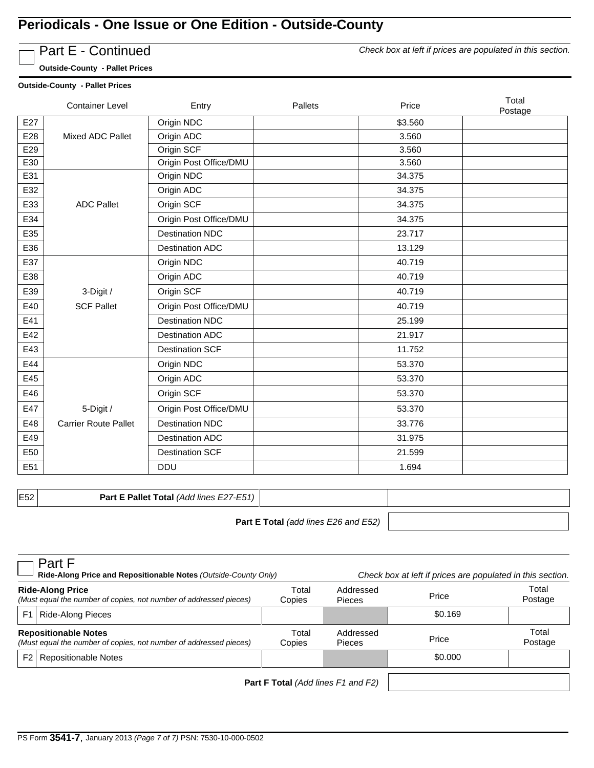# Periodicals - One Issue or One Edition - Outside-County

## Part E - Continued

*Check box at left if prices are populated in this section.*

**Outside-County - Pallet Prices**

**Outside-County - Pallet Prices**

| | Container Level | Entry | Pallets | Price | Total Postage |
|---|---|---|---|---|---|
| E27 | Mixed ADC Pallet | Origin NDC | | $3.560 | |
| E28 | | Origin ADC | | 3.560 | |
| E29 | | Origin SCF | | 3.560 | |
| E30 | | Origin Post Office/DMU | | 3.560 | |
| E31 | ADC Pallet | Origin NDC | | 34.375 | |
| E32 | | Origin ADC | | 34.375 | |
| E33 | | Origin SCF | | 34.375 | |
| E34 | | Origin Post Office/DMU | | 34.375 | |
| E35 | | Destination NDC | | 23.717 | |
| E36 | | Destination ADC | | 13.129 | |
| E37 | 3-Digit / SCF Pallet | Origin NDC | | 40.719 | |
| E38 | | Origin ADC | | 40.719 | |
| E39 | | Origin SCF | | 40.719 | |
| E40 | | Origin Post Office/DMU | | 40.719 | |
| E41 | | Destination NDC | | 25.199 | |
| E42 | | Destination ADC | | 21.917 | |
| E43 | | Destination SCF | | 11.752 | |
| E44 | 5-Digit / Carrier Route Pallet | Origin NDC | | 53.370 | |
| E45 | | Origin ADC | | 53.370 | |
| E46 | | Origin SCF | | 53.370 | |
| E47 | | Origin Post Office/DMU | | 53.370 | |
| E48 | | Destination NDC | | 33.776 | |
| E49 | | Destination ADC | | 31.975 | |
| E50 | | Destination SCF | | 21.599 | |
| E51 | | DDU | | 1.694 | |

| | | | |
|---|---|---|---|
| E52 | **Part E Pallet Total** *(Add lines E27-E51)* | | |

**Part E Total** *(add lines E26 and E52)* ______

## Part F

**Ride-Along Price and Repositionable Notes** *(Outside-County Only)*

*Check box at left if prices are populated in this section.*

| **Ride-Along Price** *(Must equal the number of copies, not number of addressed pieces)* | Total Copies | Addressed Pieces | Price | Total Postage |
|---|---|---|---|---|
| F1 Ride-Along Pieces | | | $0.169 | |

| **Repositionable Notes** *(Must equal the number of copies, not number of addressed pieces)* | Total Copies | Addressed Pieces | Price | Total Postage |
|---|---|---|---|---|
| F2 Repositionable Notes | | | $0.000 | |

**Part F Total** *(Add lines F1 and F2)* ______

PS Form **3541-7**, January 2013 *(Page 7 of 7)* PSN: 7530-10-000-0502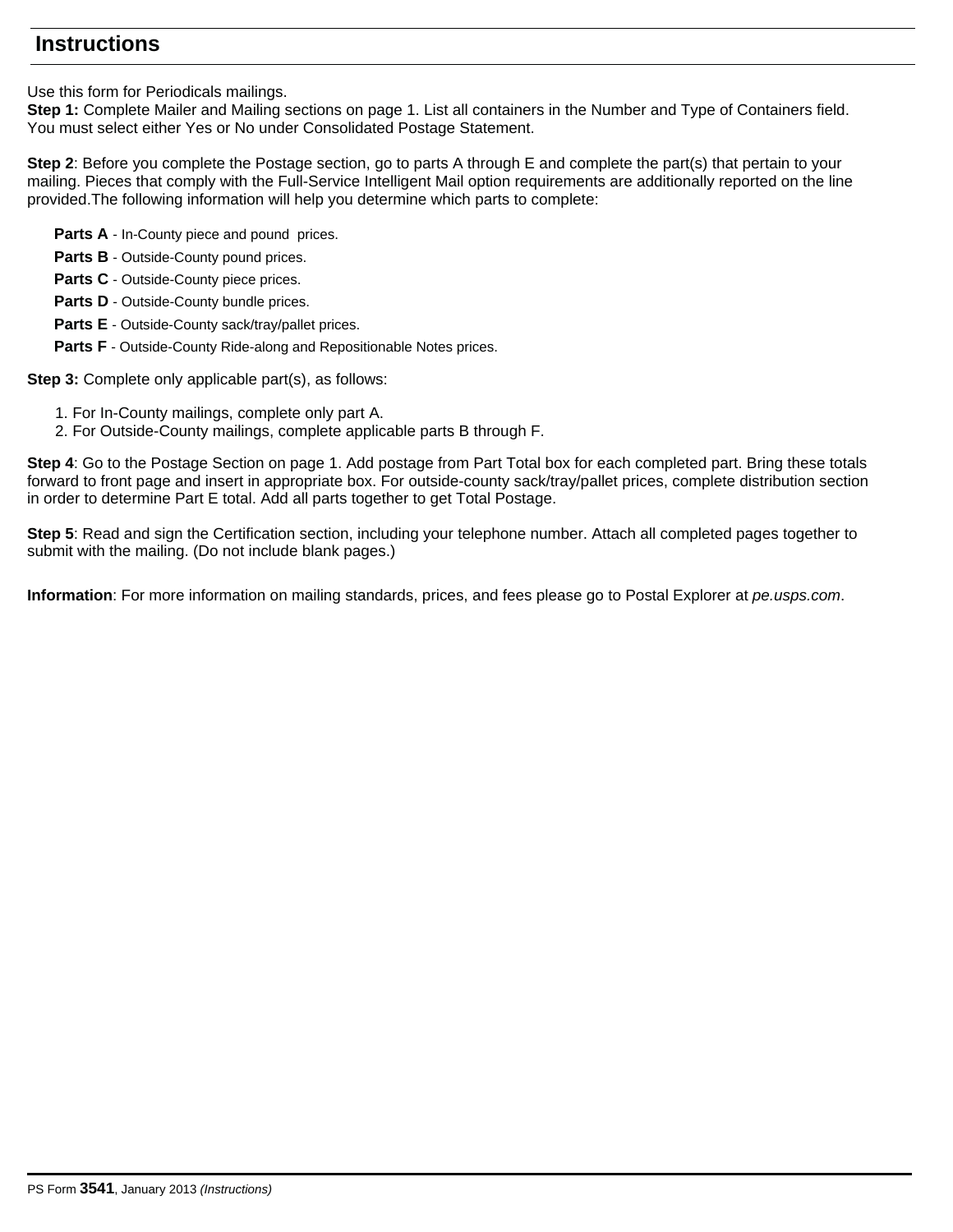## Instructions

Use this form for Periodicals mailings.
**Step 1:** Complete Mailer and Mailing sections on page 1. List all containers in the Number and Type of Containers field. You must select either Yes or No under Consolidated Postage Statement.

**Step 2**: Before you complete the Postage section, go to parts A through E and complete the part(s) that pertain to your mailing. Pieces that comply with the Full-Service Intelligent Mail option requirements are additionally reported on the line provided.The following information will help you determine which parts to complete:

- **Parts A** - In-County piece and pound prices.
- **Parts B** - Outside-County pound prices.
- **Parts C** - Outside-County piece prices.
- **Parts D** - Outside-County bundle prices.
- **Parts E** - Outside-County sack/tray/pallet prices.
- **Parts F** - Outside-County Ride-along and Repositionable Notes prices.

**Step 3:** Complete only applicable part(s), as follows:

1. For In-County mailings, complete only part A.
2. For Outside-County mailings, complete applicable parts B through F.

**Step 4**: Go to the Postage Section on page 1. Add postage from Part Total box for each completed part. Bring these totals forward to front page and insert in appropriate box. For outside-county sack/tray/pallet prices, complete distribution section in order to determine Part E total. Add all parts together to get Total Postage.

**Step 5**: Read and sign the Certification section, including your telephone number. Attach all completed pages together to submit with the mailing. (Do not include blank pages.)

**Information**: For more information on mailing standards, prices, and fees please go to Postal Explorer at *pe.usps.com*.

PS Form **3541**, January 2013 *(Instructions)*